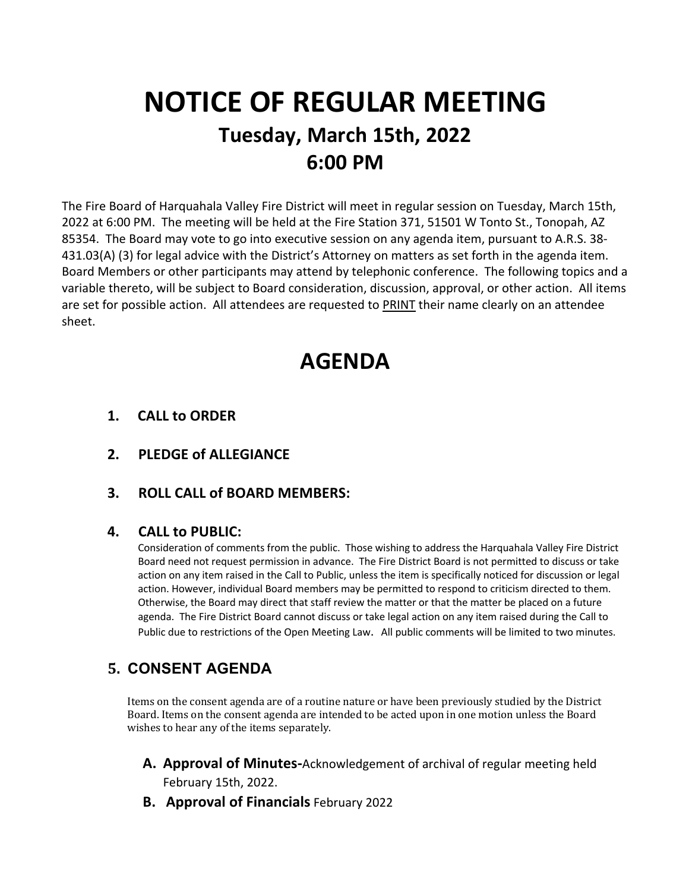# NOTICE OF REGULAR MEETING

## Tuesday, March 15th, 2022

## 6:00 PM

The Fire Board of Harquahala Valley Fire District will meet in regular session on Tuesday, March 15th, 2022 at 6:00 PM. The meeting will be held at the Fire Station 371, 51501 W Tonto St., Tonopah, AZ 85354. The Board may vote to go into executive session on any agenda item, pursuant to A.R.S. 38-431.03(A) (3) for legal advice with the District's Attorney on matters as set forth in the agenda item. Board Members or other participants may attend by telephonic conference. The following topics and a variable thereto, will be subject to Board consideration, discussion, approval, or other action. All items are set for possible action. All attendees are requested to PRINT their name clearly on an attendee sheet.

# AGENDA

1. **CALL to ORDER**

2. **PLEDGE of ALLEGIANCE**

3. **ROLL CALL of BOARD MEMBERS:**

4. **CALL to PUBLIC:**
   Consideration of comments from the public. Those wishing to address the Harquahala Valley Fire District Board need not request permission in advance. The Fire District Board is not permitted to discuss or take action on any item raised in the Call to Public, unless the item is specifically noticed for discussion or legal action. However, individual Board members may be permitted to respond to criticism directed to them. Otherwise, the Board may direct that staff review the matter or that the matter be placed on a future agenda. The Fire District Board cannot discuss or take legal action on any item raised during the Call to Public due to restrictions of the Open Meeting Law. All public comments will be limited to two minutes.

## 5. CONSENT AGENDA

Items on the consent agenda are of a routine nature or have been previously studied by the District Board. Items on the consent agenda are intended to be acted upon in one motion unless the Board wishes to hear any of the items separately.

- **A. Approval of Minutes-**Acknowledgement of archival of regular meeting held February 15th, 2022.
- **B. Approval of Financials** February 2022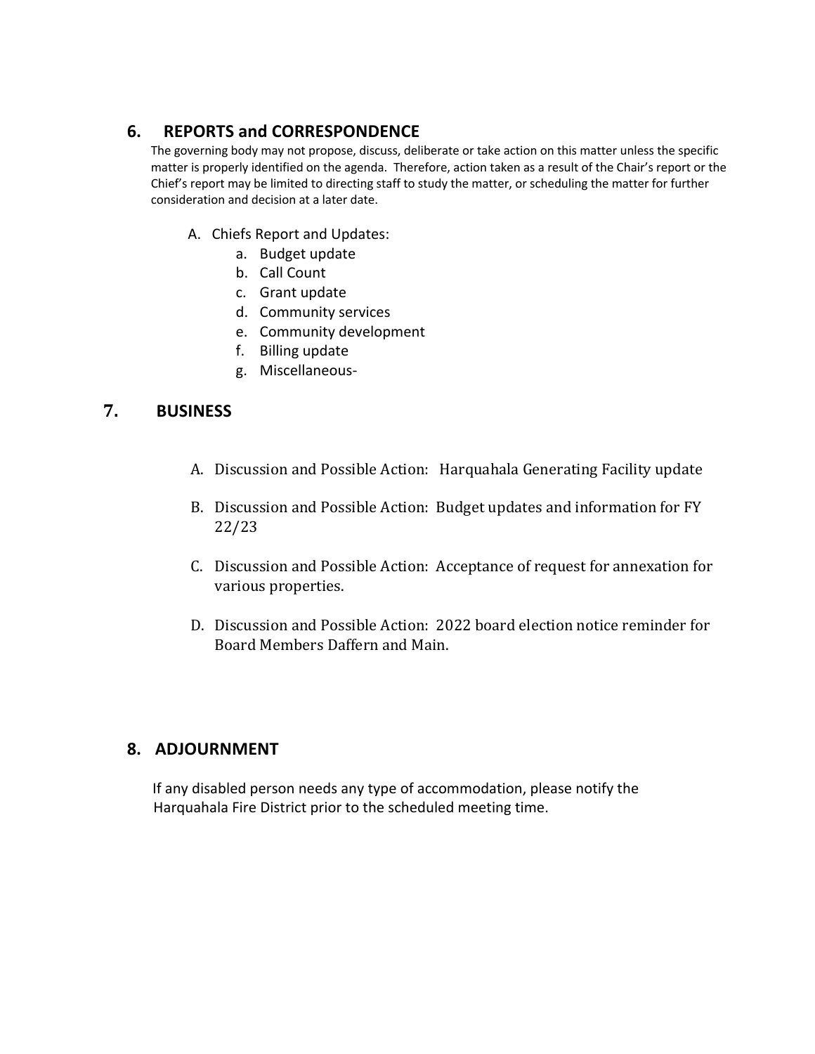## 6. REPORTS and CORRESPONDENCE

The governing body may not propose, discuss, deliberate or take action on this matter unless the specific matter is properly identified on the agenda. Therefore, action taken as a result of the Chair's report or the Chief's report may be limited to directing staff to study the matter, or scheduling the matter for further consideration and decision at a later date.

A. Chiefs Report and Updates:
   a. Budget update
   b. Call Count
   c. Grant update
   d. Community services
   e. Community development
   f. Billing update
   g. Miscellaneous-

## 7. BUSINESS

A. Discussion and Possible Action: Harquahala Generating Facility update

B. Discussion and Possible Action: Budget updates and information for FY 22/23

C. Discussion and Possible Action: Acceptance of request for annexation for various properties.

D. Discussion and Possible Action: 2022 board election notice reminder for Board Members Daffern and Main.

## 8. ADJOURNMENT

If any disabled person needs any type of accommodation, please notify the Harquahala Fire District prior to the scheduled meeting time.